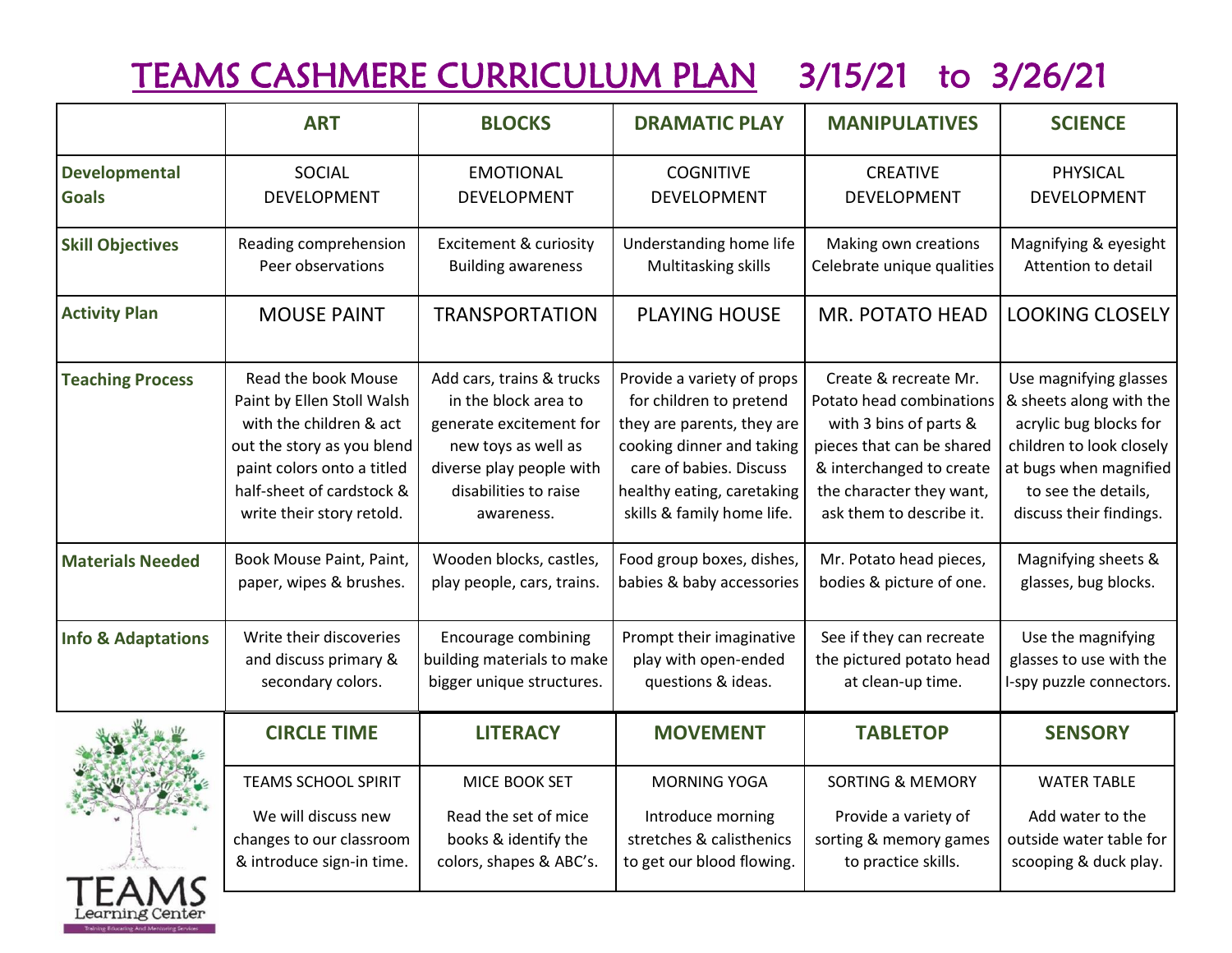# TEAMS CASHMERE CURRICULUM PLAN 3/15/21 to 3/26/21

| | ART | BLOCKS | DRAMATIC PLAY | MANIPULATIVES | SCIENCE |
|---|---|---|---|---|---|
| **Developmental Goals** | SOCIAL DEVELOPMENT | EMOTIONAL DEVELOPMENT | COGNITIVE DEVELOPMENT | CREATIVE DEVELOPMENT | PHYSICAL DEVELOPMENT |
| **Skill Objectives** | Reading comprehension Peer observations | Excitement & curiosity Building awareness | Understanding home life Multitasking skills | Making own creations Celebrate unique qualities | Magnifying & eyesight Attention to detail |
| **Activity Plan** | MOUSE PAINT | TRANSPORTATION | PLAYING HOUSE | MR. POTATO HEAD | LOOKING CLOSELY |
| **Teaching Process** | Read the book Mouse Paint by Ellen Stoll Walsh with the children & act out the story as you blend paint colors onto a titled half-sheet of cardstock & write their story retold. | Add cars, trains & trucks in the block area to generate excitement for new toys as well as diverse play people with disabilities to raise awareness. | Provide a variety of props for children to pretend they are parents, they are cooking dinner and taking care of babies. Discuss healthy eating, caretaking skills & family home life. | Create & recreate Mr. Potato head combinations with 3 bins of parts & pieces that can be shared & interchanged to create the character they want, ask them to describe it. | Use magnifying glasses & sheets along with the acrylic bug blocks for children to look closely at bugs when magnified to see the details, discuss their findings. |
| **Materials Needed** | Book Mouse Paint, Paint, paper, wipes & brushes. | Wooden blocks, castles, play people, cars, trains. | Food group boxes, dishes, babies & baby accessories | Mr. Potato head pieces, bodies & picture of one. | Magnifying sheets & glasses, bug blocks. |
| **Info & Adaptations** | Write their discoveries and discuss primary & secondary colors. | Encourage combining building materials to make bigger unique structures. | Prompt their imaginative play with open-ended questions & ideas. | See if they can recreate the pictured potato head at clean-up time. | Use the magnifying glasses to use with the I-spy puzzle connectors. |

| CIRCLE TIME | LITERACY | MOVEMENT | TABLETOP | SENSORY |
|---|---|---|---|---|
| TEAMS SCHOOL SPIRIT | MICE BOOK SET | MORNING YOGA | SORTING & MEMORY | WATER TABLE |
| We will discuss new changes to our classroom & introduce sign-in time. | Read the set of mice books & identify the colors, shapes & ABC's. | Introduce morning stretches & calisthenics to get our blood flowing. | Provide a variety of sorting & memory games to practice skills. | Add water to the outside water table for scooping & duck play. |

TEAMS Learning Center

Training Educating And Mentoring Services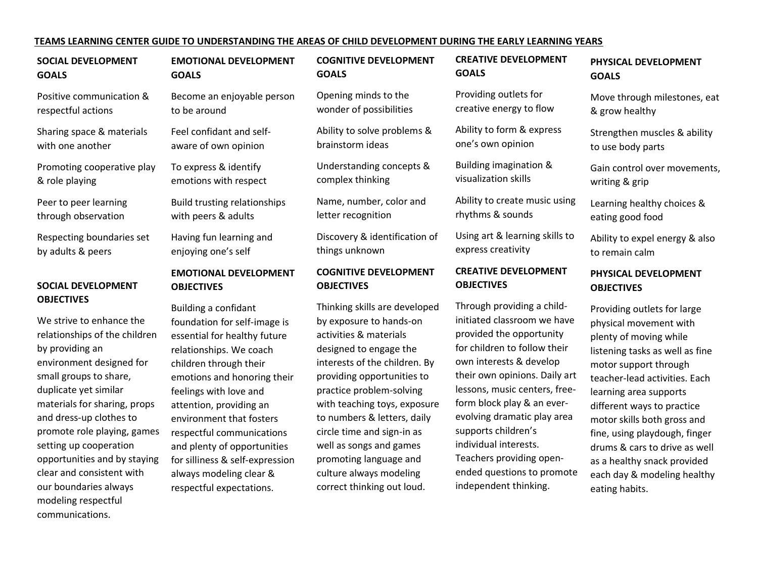# TEAMS LEARNING CENTER GUIDE TO UNDERSTANDING THE AREAS OF CHILD DEVELOPMENT DURING THE EARLY LEARNING YEARS

## SOCIAL DEVELOPMENT GOALS

Positive communication & respectful actions

Sharing space & materials with one another

Promoting cooperative play & role playing

Peer to peer learning through observation

Respecting boundaries set by adults & peers

## SOCIAL DEVELOPMENT OBJECTIVES

We strive to enhance the relationships of the children by providing an environment designed for small groups to share, duplicate yet similar materials for sharing, props and dress-up clothes to promote role playing, games setting up cooperation opportunities and by staying clear and consistent with our boundaries always modeling respectful communications.

## EMOTIONAL DEVELOPMENT GOALS

Become an enjoyable person to be around

Feel confidant and self-aware of own opinion

To express & identify emotions with respect

Build trusting relationships with peers & adults

Having fun learning and enjoying one's self

## EMOTIONAL DEVELOPMENT OBJECTIVES

Building a confidant foundation for self-image is essential for healthy future relationships. We coach children through their emotions and honoring their feelings with love and attention, providing an environment that fosters respectful communications and plenty of opportunities for silliness & self-expression always modeling clear & respectful expectations.

## COGNITIVE DEVELOPMENT GOALS

Opening minds to the wonder of possibilities

Ability to solve problems & brainstorm ideas

Understanding concepts & complex thinking

Name, number, color and letter recognition

Discovery & identification of things unknown

## COGNITIVE DEVELOPMENT OBJECTIVES

Thinking skills are developed by exposure to hands-on activities & materials designed to engage the interests of the children. By providing opportunities to practice problem-solving with teaching toys, exposure to numbers & letters, daily circle time and sign-in as well as songs and games promoting language and culture always modeling correct thinking out loud.

## CREATIVE DEVELOPMENT GOALS

Providing outlets for creative energy to flow

Ability to form & express one's own opinion

Building imagination & visualization skills

Ability to create music using rhythms & sounds

Using art & learning skills to express creativity

## CREATIVE DEVELOPMENT OBJECTIVES

Through providing a child-initiated classroom we have provided the opportunity for children to follow their own interests & develop their own opinions. Daily art lessons, music centers, free-form block play & an ever-evolving dramatic play area supports children's individual interests. Teachers providing open-ended questions to promote independent thinking.

## PHYSICAL DEVELOPMENT GOALS

Move through milestones, eat & grow healthy

Strengthen muscles & ability to use body parts

Gain control over movements, writing & grip

Learning healthy choices & eating good food

Ability to expel energy & also to remain calm

## PHYSICAL DEVELOPMENT OBJECTIVES

Providing outlets for large physical movement with plenty of moving while listening tasks as well as fine motor support through teacher-lead activities. Each learning area supports different ways to practice motor skills both gross and fine, using playdough, finger drums & cars to drive as well as a healthy snack provided each day & modeling healthy eating habits.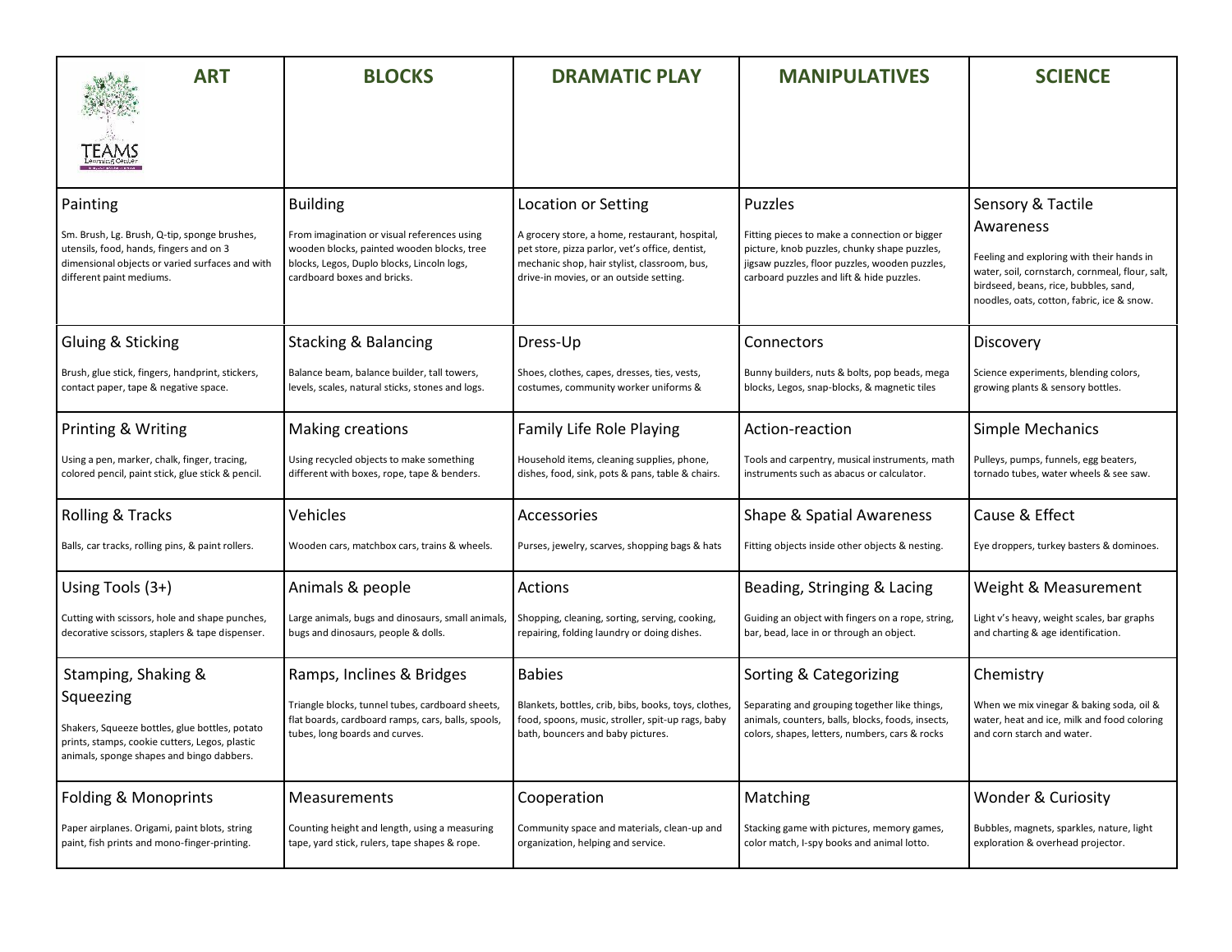| ART | BLOCKS | DRAMATIC PLAY | MANIPULATIVES | SCIENCE |
|---|---|---|---|---|
| **Painting**<br>Sm. Brush, Lg. Brush, Q-tip, sponge brushes, utensils, food, hands, fingers and on 3 dimensional objects or varied surfaces and with different paint mediums. | **Building**<br>From imagination or visual references using wooden blocks, painted wooden blocks, tree blocks, Legos, Duplo blocks, Lincoln logs, cardboard boxes and bricks. | **Location or Setting**<br>A grocery store, a home, restaurant, hospital, pet store, pizza parlor, vet's office, dentist, mechanic shop, hair stylist, classroom, bus, drive-in movies, or an outside setting. | **Puzzles**<br>Fitting pieces to make a connection or bigger picture, knob puzzles, chunky shape puzzles, jigsaw puzzles, floor puzzles, wooden puzzles, carboard puzzles and lift & hide puzzles. | **Sensory & Tactile Awareness**<br>Feeling and exploring with their hands in water, soil, cornstarch, cornmeal, flour, salt, birdseed, beans, rice, bubbles, sand, noodles, oats, cotton, fabric, ice & snow. |
| **Gluing & Sticking**<br>Brush, glue stick, fingers, handprint, stickers, contact paper, tape & negative space. | **Stacking & Balancing**<br>Balance beam, balance builder, tall towers, levels, scales, natural sticks, stones and logs. | **Dress-Up**<br>Shoes, clothes, capes, dresses, ties, vests, costumes, community worker uniforms & | **Connectors**<br>Bunny builders, nuts & bolts, pop beads, mega blocks, Legos, snap-blocks, & magnetic tiles | **Discovery**<br>Science experiments, blending colors, growing plants & sensory bottles. |
| **Printing & Writing**<br>Using a pen, marker, chalk, finger, tracing, colored pencil, paint stick, glue stick & pencil. | **Making creations**<br>Using recycled objects to make something different with boxes, rope, tape & benders. | **Family Life Role Playing**<br>Household items, cleaning supplies, phone, dishes, food, sink, pots & pans, table & chairs. | **Action-reaction**<br>Tools and carpentry, musical instruments, math instruments such as abacus or calculator. | **Simple Mechanics**<br>Pulleys, pumps, funnels, egg beaters, tornado tubes, water wheels & see saw. |
| **Rolling & Tracks**<br>Balls, car tracks, rolling pins, & paint rollers. | **Vehicles**<br>Wooden cars, matchbox cars, trains & wheels. | **Accessories**<br>Purses, jewelry, scarves, shopping bags & hats | **Shape & Spatial Awareness**<br>Fitting objects inside other objects & nesting. | **Cause & Effect**<br>Eye droppers, turkey basters & dominoes. |
| **Using Tools (3+)**<br>Cutting with scissors, hole and shape punches, decorative scissors, staplers & tape dispenser. | **Animals & people**<br>Large animals, bugs and dinosaurs, small animals, bugs and dinosaurs, people & dolls. | **Actions**<br>Shopping, cleaning, sorting, serving, cooking, repairing, folding laundry or doing dishes. | **Beading, Stringing & Lacing**<br>Guiding an object with fingers on a rope, string, bar, bead, lace in or through an object. | **Weight & Measurement**<br>Light v's heavy, weight scales, bar graphs and charting & age identification. |
| **Stamping, Shaking & Squeezing**<br>Shakers, Squeeze bottles, glue bottles, potato prints, stamps, cookie cutters, Legos, plastic animals, sponge shapes and bingo dabbers. | **Ramps, Inclines & Bridges**<br>Triangle blocks, tunnel tubes, cardboard sheets, flat boards, cardboard ramps, cars, balls, spools, tubes, long boards and curves. | **Babies**<br>Blankets, bottles, crib, bibs, books, toys, clothes, food, spoons, music, stroller, spit-up rags, baby bath, bouncers and baby pictures. | **Sorting & Categorizing**<br>Separating and grouping together like things, animals, counters, balls, blocks, foods, insects, colors, shapes, letters, numbers, cars & rocks | **Chemistry**<br>When we mix vinegar & baking soda, oil & water, heat and ice, milk and food coloring and corn starch and water. |
| **Folding & Monoprints**<br>Paper airplanes. Origami, paint blots, string paint, fish prints and mono-finger-printing. | **Measurements**<br>Counting height and length, using a measuring tape, yard stick, rulers, tape shapes & rope. | **Cooperation**<br>Community space and materials, clean-up and organization, helping and service. | **Matching**<br>Stacking game with pictures, memory games, color match, I-spy books and animal lotto. | **Wonder & Curiosity**<br>Bubbles, magnets, sparkles, nature, light exploration & overhead projector. |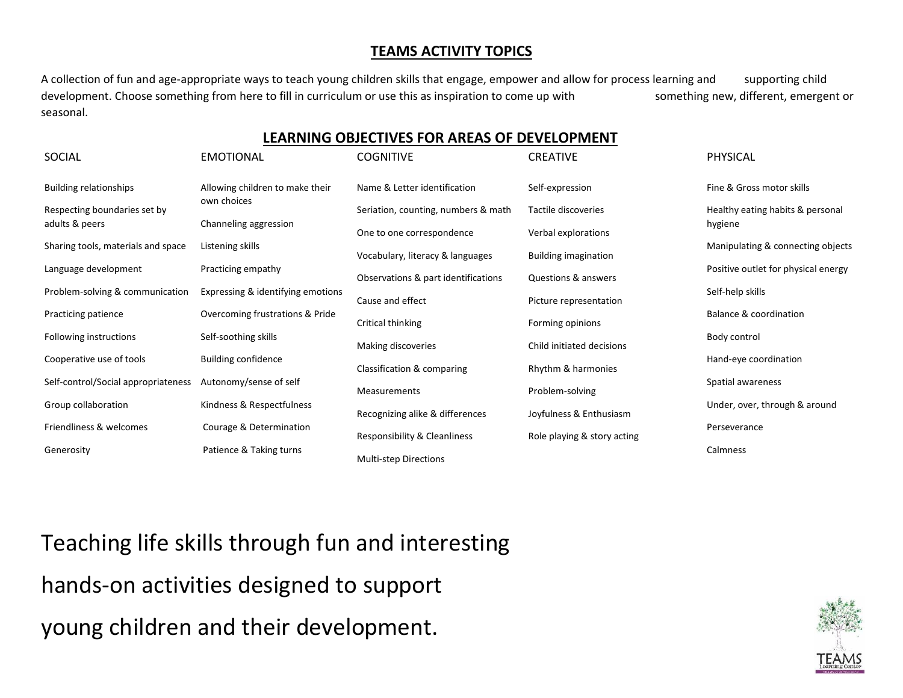## TEAMS ACTIVITY TOPICS

A collection of fun and age-appropriate ways to teach young children skills that engage, empower and allow for process learning and supporting child development. Choose something from here to fill in curriculum or use this as inspiration to come up with something new, different, emergent or seasonal.

## LEARNING OBJECTIVES FOR AREAS OF DEVELOPMENT

| SOCIAL | EMOTIONAL | COGNITIVE | CREATIVE | PHYSICAL |
|---|---|---|---|---|
| Building relationships | Allowing children to make their own choices | Name & Letter identification | Self-expression | Fine & Gross motor skills |
| Respecting boundaries set by adults & peers | Channeling aggression | Seriation, counting, numbers & math | Tactile discoveries | Healthy eating habits & personal hygiene |
| Sharing tools, materials and space | Listening skills | One to one correspondence | Verbal explorations | Manipulating & connecting objects |
| Language development | Practicing empathy | Vocabulary, literacy & languages | Building imagination | Positive outlet for physical energy |
| Problem-solving & communication | Expressing & identifying emotions | Observations & part identifications | Questions & answers | Self-help skills |
| Practicing patience | Overcoming frustrations & Pride | Cause and effect | Picture representation | Balance & coordination |
| Following instructions | Self-soothing skills | Critical thinking | Forming opinions | Body control |
| Cooperative use of tools | Building confidence | Making discoveries | Child initiated decisions | Hand-eye coordination |
| Self-control/Social appropriateness | Autonomy/sense of self | Classification & comparing | Rhythm & harmonies | Spatial awareness |
| Group collaboration | Kindness & Respectfulness | Measurements | Problem-solving | Under, over, through & around |
| Friendliness & welcomes | Courage & Determination | Recognizing alike & differences | Joyfulness & Enthusiasm | Perseverance |
| Generosity | Patience & Taking turns | Responsibility & Cleanliness | Role playing & story acting | Calmness |
| | | Multi-step Directions | | |

Teaching life skills through fun and interesting hands-on activities designed to support young children and their development.

TEAMS Learning Center